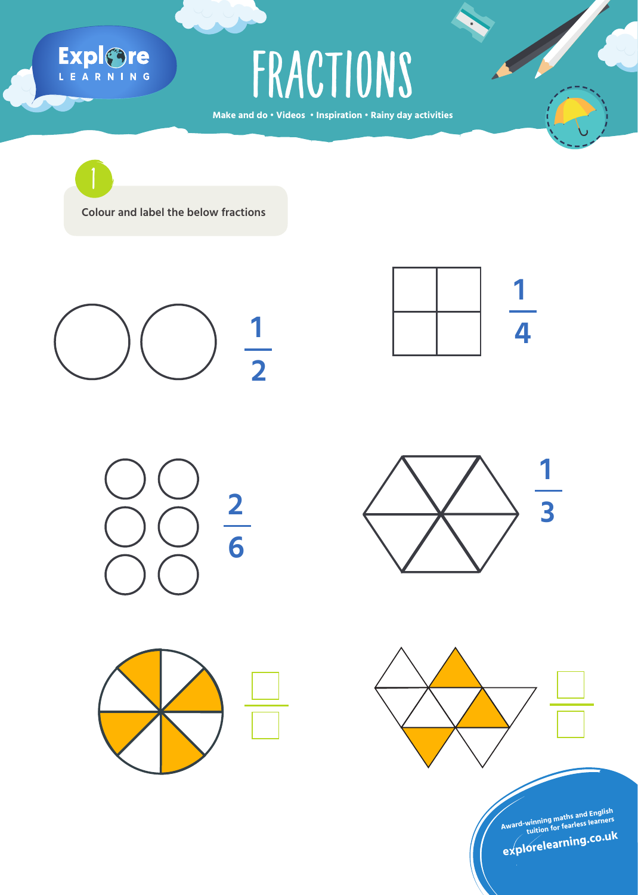# FRACTIONS

Make and do • Videos • Inspiration • Rainy day activities

## 1

Colour and label the below fractions

$\frac{1}{2}$

$\frac{1}{4}$

$\frac{2}{6}$

$\frac{1}{3}$

Award-winning maths and English tuition for fearless learners

explorelearning.co.uk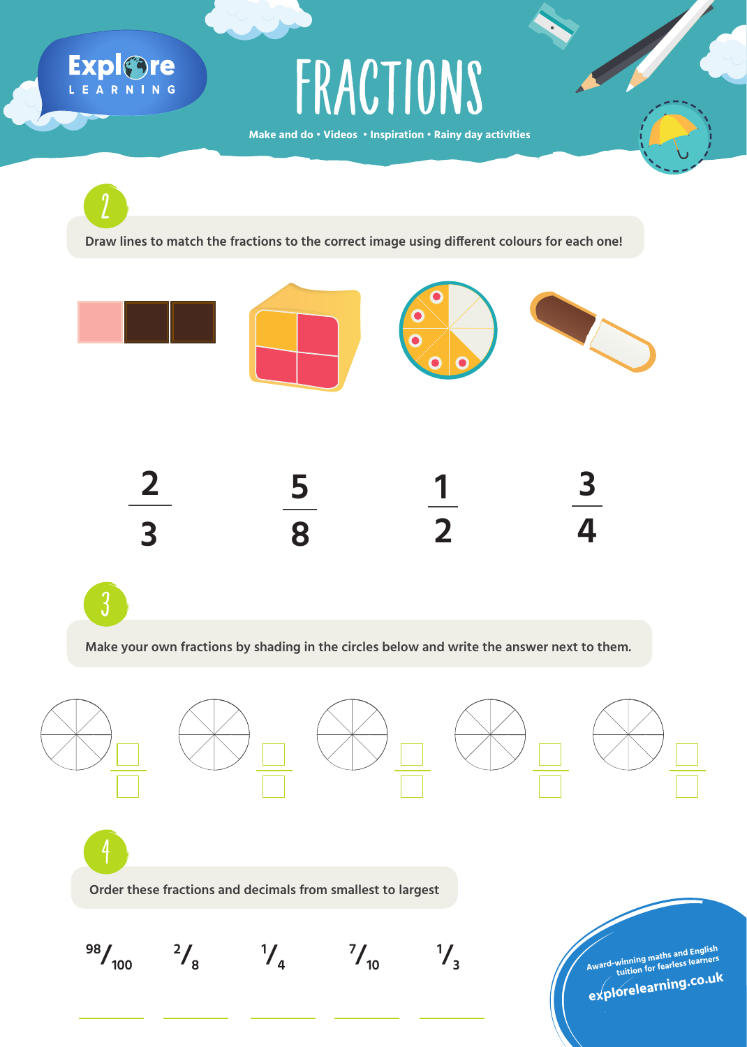# FRACTIONS

Make and do • Videos • Inspiration • Rainy day activities

## 2

Draw lines to match the fractions to the correct image using different colours for each one!

$\frac{2}{3}$ $\frac{5}{8}$ $\frac{1}{2}$ $\frac{3}{4}$

## 3

Make your own fractions by shading in the circles below and write the answer next to them.

## 4

Order these fractions and decimals from smallest to largest

$^{98}/_{100}$ $^{2}/_{8}$ $^{1}/_{4}$ $^{7}/_{10}$ $^{1}/_{3}$

Award-winning maths and English tuition for fearless learners

explorelearning.co.uk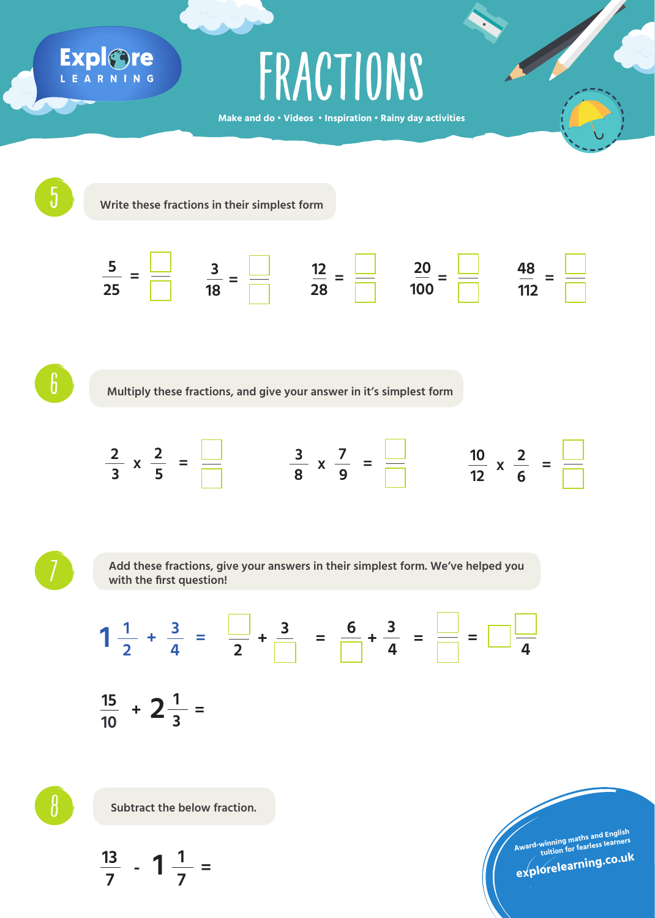# FRACTIONS

Make and do • Videos • Inspiration • Rainy day activities

## 5

Write these fractions in their simplest form

$\frac{5}{25} = \frac{\square}{\square}$ $\frac{3}{18} = \frac{\square}{\square}$ $\frac{12}{28} = \frac{\square}{\square}$ $\frac{20}{100} = \frac{\square}{\square}$ $\frac{48}{112} = \frac{\square}{\square}$

## 6

Multiply these fractions, and give your answer in it's simplest form

$\frac{2}{3} \times \frac{2}{5} = \frac{\square}{\square}$ $\frac{3}{8} \times \frac{7}{9} = \frac{\square}{\square}$ $\frac{10}{12} \times \frac{2}{6} = \frac{\square}{\square}$

## 7

Add these fractions, give your answers in their simplest form. We've helped you with the first question!

$1\frac{1}{2} + \frac{3}{4} = \frac{\square}{2} + \frac{3}{\square} = \frac{6}{\square} + \frac{3}{4} = \frac{\square}{\square} = \square\frac{\square}{4}$

$\frac{15}{10} + 2\frac{1}{3} =$

## 8

Subtract the below fraction.

$\frac{13}{7} - 1\frac{1}{7} =$

Award-winning maths and English tuition for fearless learners

explorelearning.co.uk